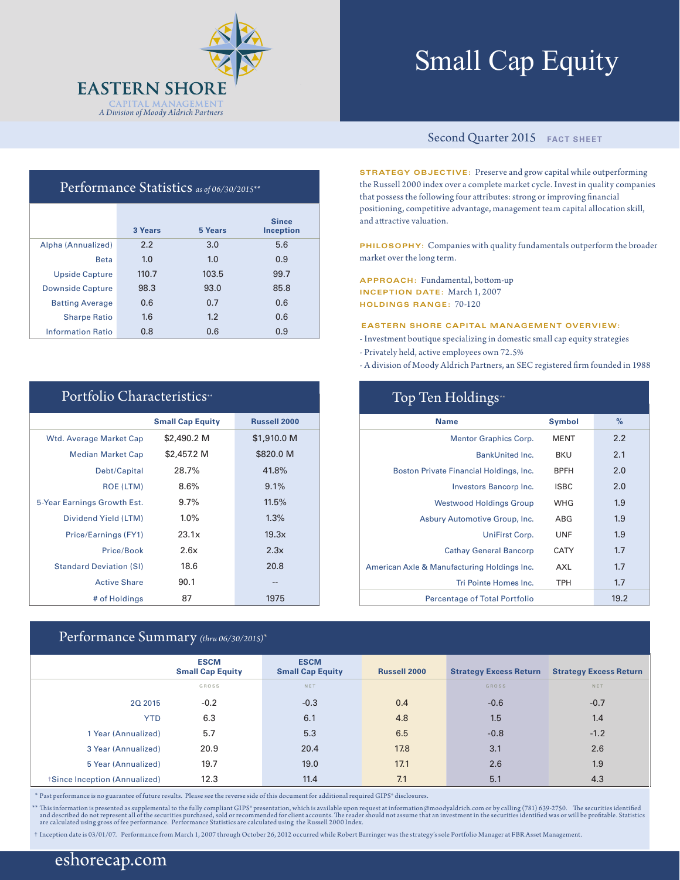EASTERN SHORE
CAPITAL MANAGEMENT
*A Division of Moody Aldrich Partners*

# Small Cap Equity

Second Quarter 2015 FACT SHEET

## Performance Statistics *as of 06/30/2015***

| | 3 Years | 5 Years | Since Inception |
|---|---|---|---|
| Alpha (Annualized) | 2.2 | 3.0 | 5.6 |
| Beta | 1.0 | 1.0 | 0.9 |
| Upside Capture | 110.7 | 103.5 | 99.7 |
| Downside Capture | 98.3 | 93.0 | 85.8 |
| Batting Average | 0.6 | 0.7 | 0.6 |
| Sharpe Ratio | 1.6 | 1.2 | 0.6 |
| Information Ratio | 0.8 | 0.6 | 0.9 |

**STRATEGY OBJECTIVE:** Preserve and grow capital while outperforming the Russell 2000 index over a complete market cycle. Invest in quality companies that possess the following four attributes: strong or improving financial positioning, competitive advantage, management team capital allocation skill, and attractive valuation.

**PHILOSOPHY:** Companies with quality fundamentals outperform the broader market over the long term.

**APPROACH:** Fundamental, bottom-up
**INCEPTION DATE:** March 1, 2007
**HOLDINGS RANGE:** 70-120

**EASTERN SHORE CAPITAL MANAGEMENT OVERVIEW:**
- Investment boutique specializing in domestic small cap equity strategies
- Privately held, active employees own 72.5%
- A division of Moody Aldrich Partners, an SEC registered firm founded in 1988

## Portfolio Characteristics**

| | Small Cap Equity | Russell 2000 |
|---|---|---|
| Wtd. Average Market Cap | $2,490.2 M | $1,910.0 M |
| Median Market Cap | $2,457.2 M | $820.0 M |
| Debt/Capital | 28.7% | 41.8% |
| ROE (LTM) | 8.6% | 9.1% |
| 5-Year Earnings Growth Est. | 9.7% | 11.5% |
| Dividend Yield (LTM) | 1.0% | 1.3% |
| Price/Earnings (FY1) | 23.1x | 19.3x |
| Price/Book | 2.6x | 2.3x |
| Standard Deviation (SI) | 18.6 | 20.8 |
| Active Share | 90.1 | -- |
| # of Holdings | 87 | 1975 |

## Top Ten Holdings**

| Name | Symbol | % |
|---|---|---|
| Mentor Graphics Corp. | MENT | 2.2 |
| BankUnited Inc. | BKU | 2.1 |
| Boston Private Financial Holdings, Inc. | BPFH | 2.0 |
| Investors Bancorp Inc. | ISBC | 2.0 |
| Westwood Holdings Group | WHG | 1.9 |
| Asbury Automotive Group, Inc. | ABG | 1.9 |
| UniFirst Corp. | UNF | 1.9 |
| Cathay General Bancorp | CATY | 1.7 |
| American Axle & Manufacturing Holdings Inc. | AXL | 1.7 |
| Tri Pointe Homes Inc. | TPH | 1.7 |
| Percentage of Total Portfolio | | 19.2 |

## Performance Summary *(thru 06/30/2015)**

| | ESCM Small Cap Equity | ESCM Small Cap Equity | Russell 2000 | Strategy Excess Return | Strategy Excess Return |
|---|---|---|---|---|---|
| | GROSS | NET | | GROSS | NET |
| 2Q 2015 | -0.2 | -0.3 | 0.4 | -0.6 | -0.7 |
| YTD | 6.3 | 6.1 | 4.8 | 1.5 | 1.4 |
| 1 Year (Annualized) | 5.7 | 5.3 | 6.5 | -0.8 | -1.2 |
| 3 Year (Annualized) | 20.9 | 20.4 | 17.8 | 3.1 | 2.6 |
| 5 Year (Annualized) | 19.7 | 19.0 | 17.1 | 2.6 | 1.9 |
| †Since Inception (Annualized) | 12.3 | 11.4 | 7.1 | 5.1 | 4.3 |

\* Past performance is no guarantee of future results. Please see the reverse side of this document for additional required GIPS® disclosures.

** This information is presented as supplemental to the fully compliant GIPS® presentation, which is available upon request at information@moodyaldrich.com or by calling (781) 639-2750. The securities identified and described do not represent all of the securities purchased, sold or recommended for client accounts. The reader should not assume that an investment in the securities identified was or will be profitable. Statistics are calculated using gross of fee performance. Performance Statistics are calculated using the Russell 2000 Index.

† Inception date is 03/01/07. Performance from March 1, 2007 through October 26, 2012 occurred while Robert Barringer was the strategy's sole Portfolio Manager at FBR Asset Management.

eshorecap.com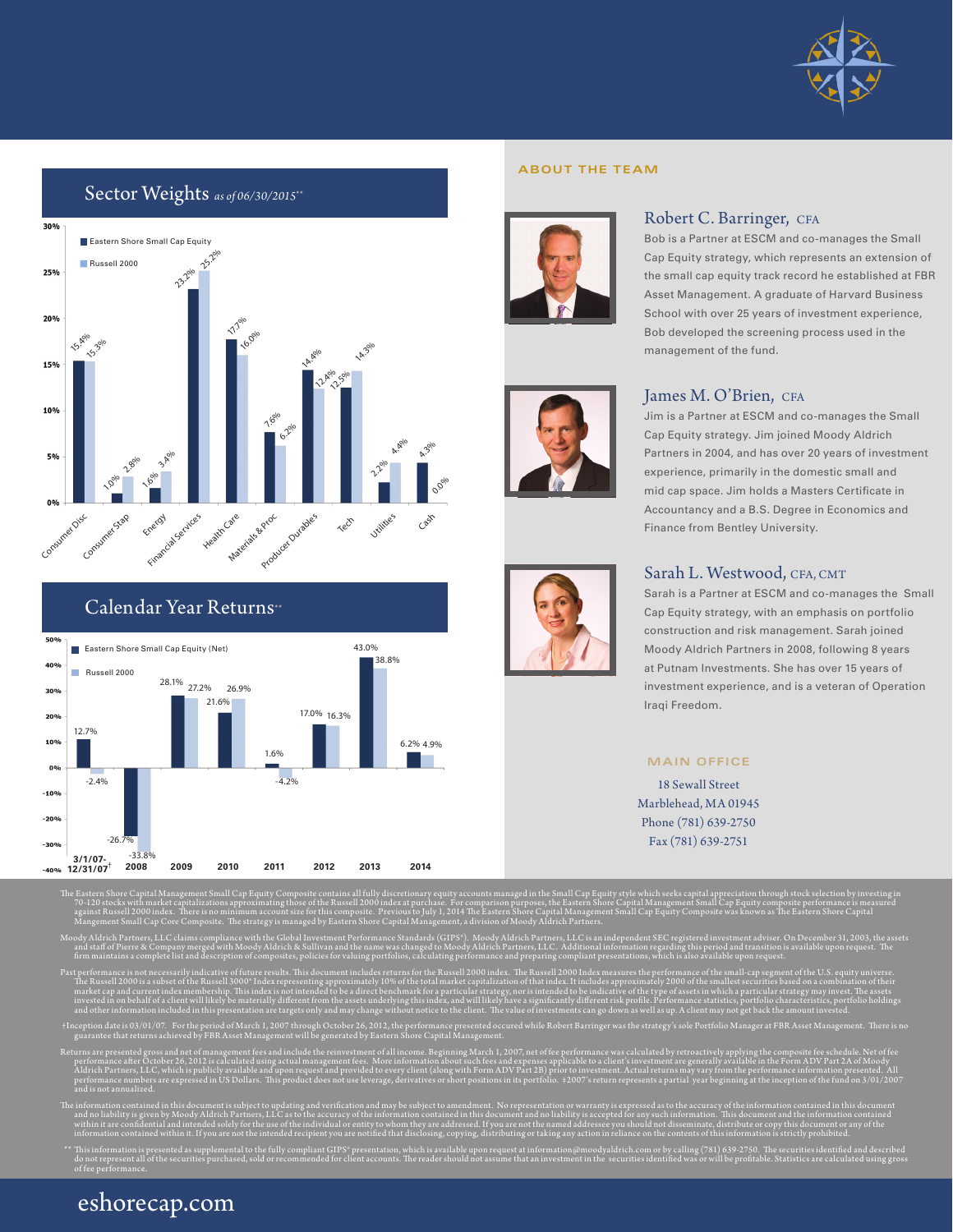## Sector Weights *as of 06/30/2015***

Eastern Shore Small Cap Equity
Russell 2000

30%
25%
20%
15%
10%
5%
0%

15.4% 15.3%
1.0% 2.8%
1.6% 3.4%
23.2% 25.2%
17.7% 16.0%
7.6% 6.2%
14.4% 12.4%
12.5% 14.3%
2.2% 4.4%
4.3% 0.0%

Consumer Disc
Consumer Stap
Energy
Financial Services
Health Care
Materials & Proc
Producer Durables
Tech
Utilities
Cash

## Calendar Year Returns**

Eastern Shore Small Cap Equity (Net)
Russell 2000

50%
40%
30%
20%
10%
0%
-10%
-20%
-30%
-40%

12.7% -2.4%
-26.7% -33.8%
28.1% 27.2%
21.6% 26.9%
1.6% -4.2%
17.0% 16.3%
43.0% 38.8%
6.2% 4.9%

3/1/07-12/31/07†
2008
2009
2010
2011
2012
2013
2014

## ABOUT THE TEAM

### Robert C. Barringer, CFA

Bob is a Partner at ESCM and co-manages the Small Cap Equity strategy, which represents an extension of the small cap equity track record he established at FBR Asset Management. A graduate of Harvard Business School with over 25 years of investment experience, Bob developed the screening process used in the management of the fund.

### James M. O'Brien, CFA

Jim is a Partner at ESCM and co-manages the Small Cap Equity strategy. Jim joined Moody Aldrich Partners in 2004, and has over 20 years of investment experience, primarily in the domestic small and mid cap space. Jim holds a Masters Certificate in Accountancy and a B.S. Degree in Economics and Finance from Bentley University.

### Sarah L. Westwood, CFA, CMT

Sarah is a Partner at ESCM and co-manages the Small Cap Equity strategy, with an emphasis on portfolio construction and risk management. Sarah joined Moody Aldrich Partners in 2008, following 8 years at Putnam Investments. She has over 15 years of investment experience, and is a veteran of Operation Iraqi Freedom.

## MAIN OFFICE

18 Sewall Street
Marblehead, MA 01945
Phone (781) 639-2750
Fax (781) 639-2751

The Eastern Shore Capital Management Small Cap Equity Composite contains all fully discretionary equity accounts managed in the Small Cap Equity style which seeks capital appreciation through stock selection by investing in 70-120 stocks with market capitalizations approximating those of the Russell 2000 index at purchase. For comparison purposes, the Eastern Shore Capital Management Small Cap Equity composite performance is measured against Russell 2000 index. There is no minimum account size for this composite. Previous to July 1, 2014 The Eastern Shore Capital Management Small Cap Equity Composite was known as The Eastern Shore Capital Mangement Small Cap Core Composite. The strategy is managed by Eastern Shore Capital Management, a division of Moody Aldrich Partners.

Moody Aldrich Partners, LLC claims compliance with the Global Investment Performance Standards (GIPS®). Moody Aldrich Partners, LLC is an independent SEC registered investment adviser. On December 31, 2003, the assets and staff of Pierre & Company merged with Moody Aldrich & Sullivan and the name was changed to Moody Aldrich Partners, LLC. Additional information regarding this period and transition is available upon request. The firm maintains a complete list and description of composites, policies for valuing portfolios, calculating performance and preparing compliant presentations, which is also available upon request.

Past performance is not necessarily indicative of future results. This document includes returns for the Russell 2000 index. The Russell 2000 Index measures the performance of the small-cap segment of the U.S. equity universe. The Russell 2000 is a subset of the Russell 3000® Index representing approximately 10% of the total market capitalization of that index. It includes approximately 2000 of the smallest securities based on a combination of their market cap and current index membership. This index is not intended to be a direct benchmark for a particular strategy, nor is intended to be indicative of the type of assets in which a particular strategy may invest. The assets invested in on behalf of a client will likely be materially different from the assets underlying this index, and will likely have a significantly different risk profile. Performance statistics, portfolio characteristics, portfolio holdings and other information included in this presentation are targets only and may change without notice to the client. The value of investments can go down as well as up. A client may not get back the amount invested.

†Inception date is 03/01/07. For the period of March 1, 2007 through October 26, 2012, the performance presented occured while Robert Barringer was the strategy's sole Portfolio Manager at FBR Asset Management. There is no guarantee that returns achieved by FBR Asset Management will be generated by Eastern Shore Capital Management.

Returns are presented gross and net of management fees and include the reinvestment of all income. Beginning March 1, 2007, net of fee performance was calculated by retroactively applying the composite fee schedule. Net of fee performance after October 26, 2012 is calculated using actual management fees. More information about such fees and expenses applicable to a client's investment are generally available in the Form ADV Part 2A of Moody Aldrich Partners, LLC, which is publicly available and upon request and provided to every client (along with Form ADV Part 2B) prior to investment. Actual returns may vary from the performance information presented. All performance numbers are expressed in US Dollars. This product does not use leverage, derivatives or short positions in its portfolio. ‡2007's return represents a partial year beginning at the inception of the fund on 3/01/2007 and is not annualized.

The information contained in this document is subject to updating and verification and may be subject to amendment. No representation or warranty is expressed as to the accuracy of the information contained in this document and no liability is given by Moody Aldrich Partners, LLC as to the accuracy of the information contained in this document and no liability is accepted for any such information. This document and the information contained within it are confidential and intended solely for the use of the individual or entity to whom they are addressed. If you are not the named addressee you should not disseminate, distribute or copy this document or any of the information contained within it. If you are not the intended recipient you are notified that disclosing, copying, distributing or taking any action in reliance on the contents of this information is strictly prohibited.

** This information is presented as supplemental to the fully compliant GIPS® presentation, which is available upon request at information@moodyaldrich.com or by calling (781) 639-2750. The securities identified and described do not represent all of the securities purchased, sold or recommended for client accounts. The reader should not assume that an investment in the securities identified was or will be profitable. Statistics are calculated using gross of fee performance.

eshorecap.com